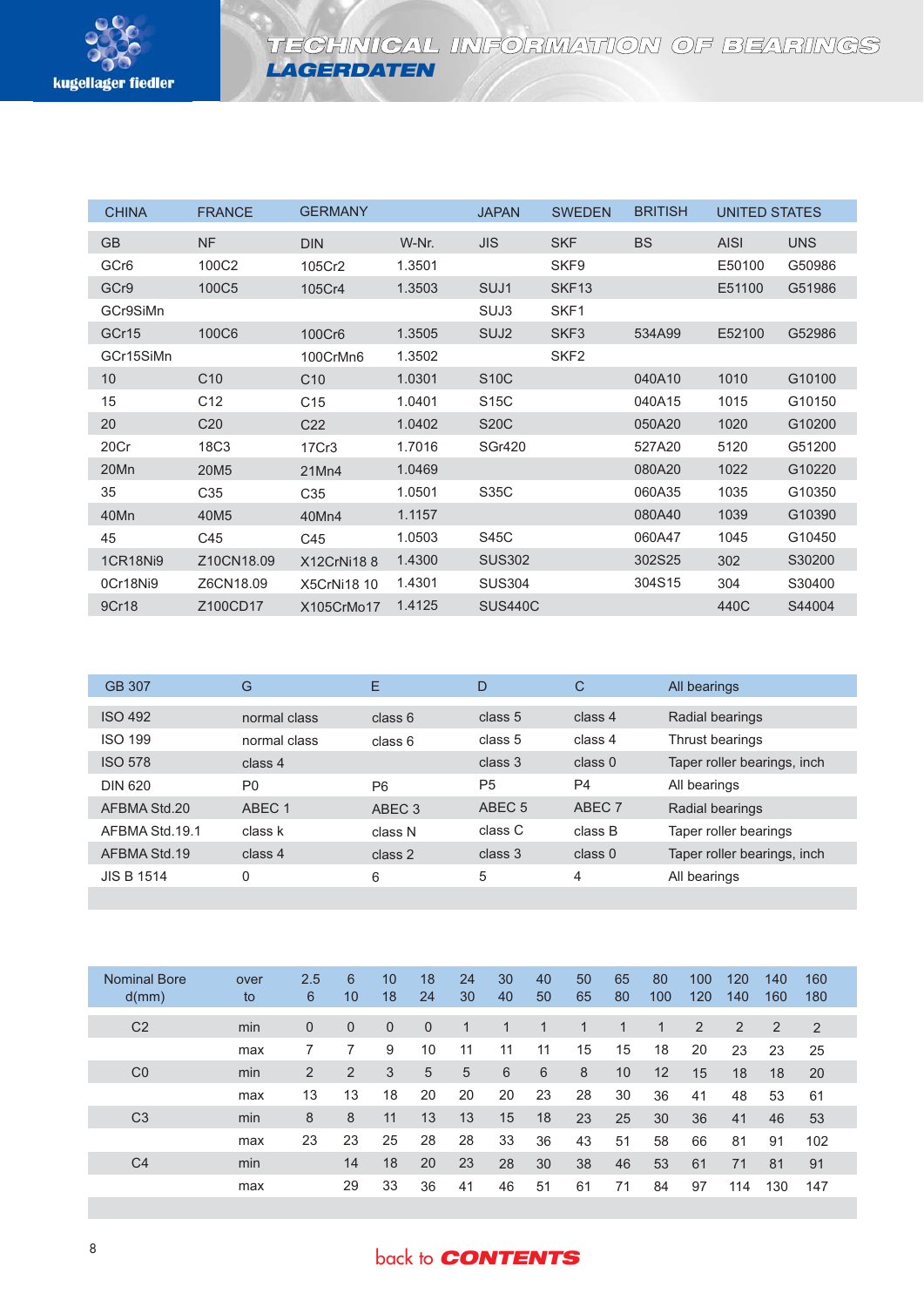# TECHNICAL INFORMATION OF BEARINGS
## LAGERDATEN

| CHINA | FRANCE | GERMANY | | JAPAN | SWEDEN | BRITISH | UNITED STATES | |
|---|---|---|---|---|---|---|---|---|
| GB | NF | DIN | W-Nr. | JIS | SKF | BS | AISI | UNS |
| GCr6 | 100C2 | 105Cr2 | 1.3501 | | SKF9 | | E50100 | G50986 |
| GCr9 | 100C5 | 105Cr4 | 1.3503 | SUJ1 | SKF13 | | E51100 | G51986 |
| GCr9SiMn | | | | SUJ3 | SKF1 | | | |
| GCr15 | 100C6 | 100Cr6 | 1.3505 | SUJ2 | SKF3 | 534A99 | E52100 | G52986 |
| GCr15SiMn | | 100CrMn6 | 1.3502 | | SKF2 | | | |
| 10 | C10 | C10 | 1.0301 | S10C | | 040A10 | 1010 | G10100 |
| 15 | C12 | C15 | 1.0401 | S15C | | 040A15 | 1015 | G10150 |
| 20 | C20 | C22 | 1.0402 | S20C | | 050A20 | 1020 | G10200 |
| 20Cr | 18C3 | 17Cr3 | 1.7016 | SGr420 | | 527A20 | 5120 | G51200 |
| 20Mn | 20M5 | 21Mn4 | 1.0469 | | | 080A20 | 1022 | G10220 |
| 35 | C35 | C35 | 1.0501 | S35C | | 060A35 | 1035 | G10350 |
| 40Mn | 40M5 | 40Mn4 | 1.1157 | | | 080A40 | 1039 | G10390 |
| 45 | C45 | C45 | 1.0503 | S45C | | 060A47 | 1045 | G10450 |
| 1CR18Ni9 | Z10CN18.09 | X12CrNi18 8 | 1.4300 | SUS302 | | 302S25 | 302 | S30200 |
| 0Cr18Ni9 | Z6CN18.09 | X5CrNi18 10 | 1.4301 | SUS304 | | 304S15 | 304 | S30400 |
| 9Cr18 | Z100CD17 | X105CrMo17 | 1.4125 | SUS440C | | | 440C | S44004 |

| GB 307 | G | E | D | C | All bearings |
|---|---|---|---|---|---|
| ISO 492 | normal class | class 6 | class 5 | class 4 | Radial bearings |
| ISO 199 | normal class | class 6 | class 5 | class 4 | Thrust bearings |
| ISO 578 | class 4 | | class 3 | class 0 | Taper roller bearings, inch |
| DIN 620 | P0 | P6 | P5 | P4 | All bearings |
| AFBMA Std.20 | ABEC 1 | ABEC 3 | ABEC 5 | ABEC 7 | Radial bearings |
| AFBMA Std.19.1 | class k | class N | class C | class B | Taper roller bearings |
| AFBMA Std.19 | class 4 | class 2 | class 3 | class 0 | Taper roller bearings, inch |
| JIS B 1514 | 0 | 6 | 5 | 4 | All bearings |

| Nominal Bore d(mm) | over to | 2.5 6 | 6 10 | 10 18 | 18 24 | 24 30 | 30 40 | 40 50 | 50 65 | 65 80 | 80 100 | 100 120 | 120 140 | 140 160 | 160 180 |
|---|---|---|---|---|---|---|---|---|---|---|---|---|---|---|---|
| C2 | min | 0 | 0 | 0 | 0 | 1 | 1 | 1 | 1 | 1 | 1 | 2 | 2 | 2 | 2 |
| | max | 7 | 7 | 9 | 10 | 11 | 11 | 11 | 15 | 15 | 18 | 20 | 23 | 23 | 25 |
| C0 | min | 2 | 2 | 3 | 5 | 5 | 6 | 6 | 8 | 10 | 12 | 15 | 18 | 18 | 20 |
| | max | 13 | 13 | 18 | 20 | 20 | 20 | 23 | 28 | 30 | 36 | 41 | 48 | 53 | 61 |
| C3 | min | 8 | 8 | 11 | 13 | 13 | 15 | 18 | 23 | 25 | 30 | 36 | 41 | 46 | 53 |
| | max | 23 | 23 | 25 | 28 | 28 | 33 | 36 | 43 | 51 | 58 | 66 | 81 | 91 | 102 |
| C4 | min | | 14 | 18 | 20 | 23 | 28 | 30 | 38 | 46 | 53 | 61 | 71 | 81 | 91 |
| | max | | 29 | 33 | 36 | 41 | 46 | 51 | 61 | 71 | 84 | 97 | 114 | 130 | 147 |

back to **CONTENTS**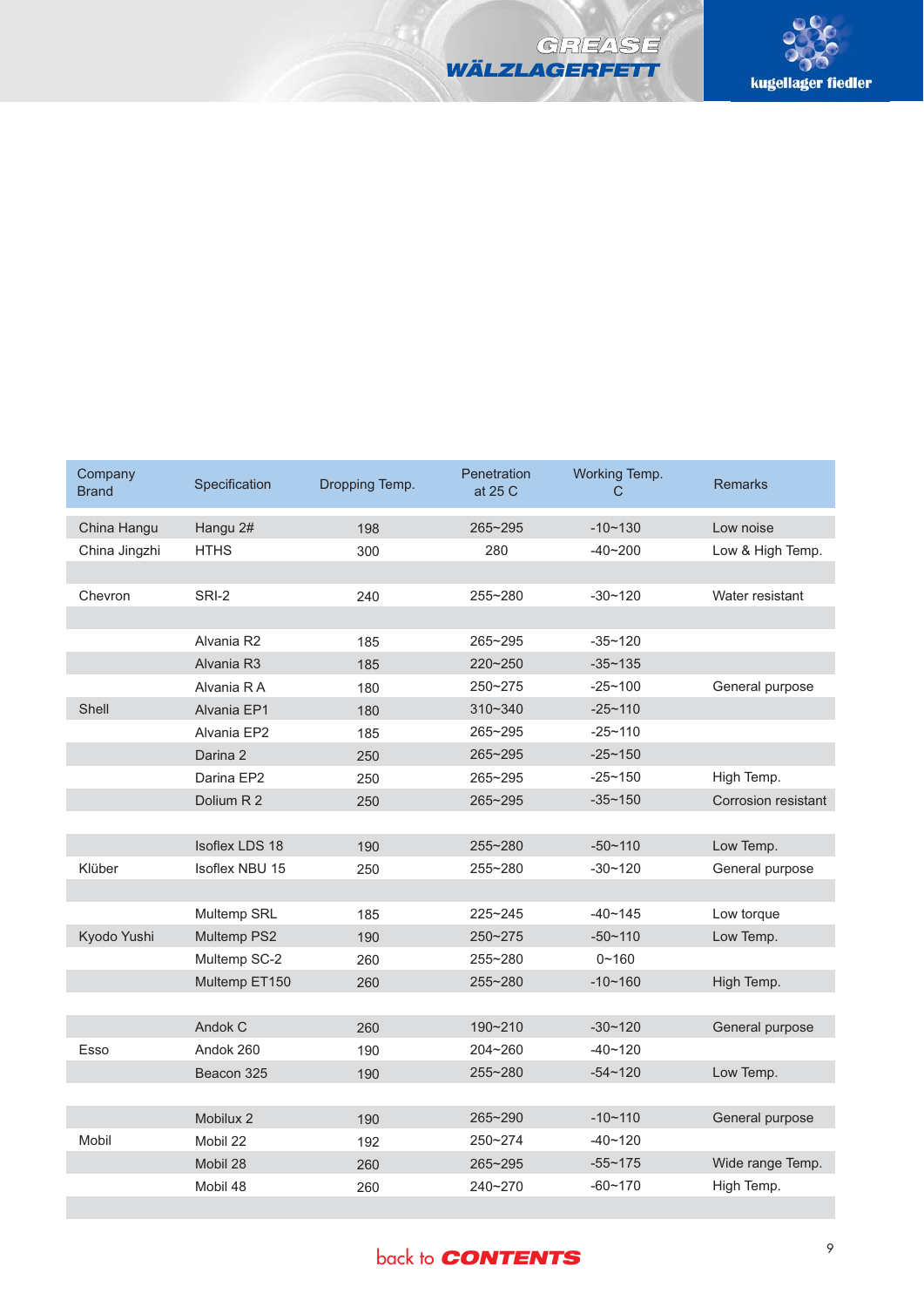| Company Brand | Specification | Dropping Temp. | Penetration at 25 C | Working Temp. C | Remarks |
|---|---|---|---|---|---|
| China Hangu | Hangu 2# | 198 | 265~295 | -10~130 | Low noise |
| China Jingzhi | HTHS | 300 | 280 | -40~200 | Low & High Temp. |
| | | | | | |
| Chevron | SRI-2 | 240 | 255~280 | -30~120 | Water resistant |
| | | | | | |
| | Alvania R2 | 185 | 265~295 | -35~120 | |
| | Alvania R3 | 185 | 220~250 | -35~135 | |
| | Alvania R A | 180 | 250~275 | -25~100 | General purpose |
| Shell | Alvania EP1 | 180 | 310~340 | -25~110 | |
| | Alvania EP2 | 185 | 265~295 | -25~110 | |
| | Darina 2 | 250 | 265~295 | -25~150 | |
| | Darina EP2 | 250 | 265~295 | -25~150 | High Temp. |
| | Dolium R 2 | 250 | 265~295 | -35~150 | Corrosion resistant |
| | | | | | |
| | Isoflex LDS 18 | 190 | 255~280 | -50~110 | Low Temp. |
| Klüber | Isoflex NBU 15 | 250 | 255~280 | -30~120 | General purpose |
| | | | | | |
| | Multemp SRL | 185 | 225~245 | -40~145 | Low torque |
| Kyodo Yushi | Multemp PS2 | 190 | 250~275 | -50~110 | Low Temp. |
| | Multemp SC-2 | 260 | 255~280 | 0~160 | |
| | Multemp ET150 | 260 | 255~280 | -10~160 | High Temp. |
| | | | | | |
| | Andok C | 260 | 190~210 | -30~120 | General purpose |
| Esso | Andok 260 | 190 | 204~260 | -40~120 | |
| | Beacon 325 | 190 | 255~280 | -54~120 | Low Temp. |
| | | | | | |
| | Mobilux 2 | 190 | 265~290 | -10~110 | General purpose |
| Mobil | Mobil 22 | 192 | 250~274 | -40~120 | |
| | Mobil 28 | 260 | 265~295 | -55~175 | Wide range Temp. |
| | Mobil 48 | 260 | 240~270 | -60~170 | High Temp. |

back to **CONTENTS**